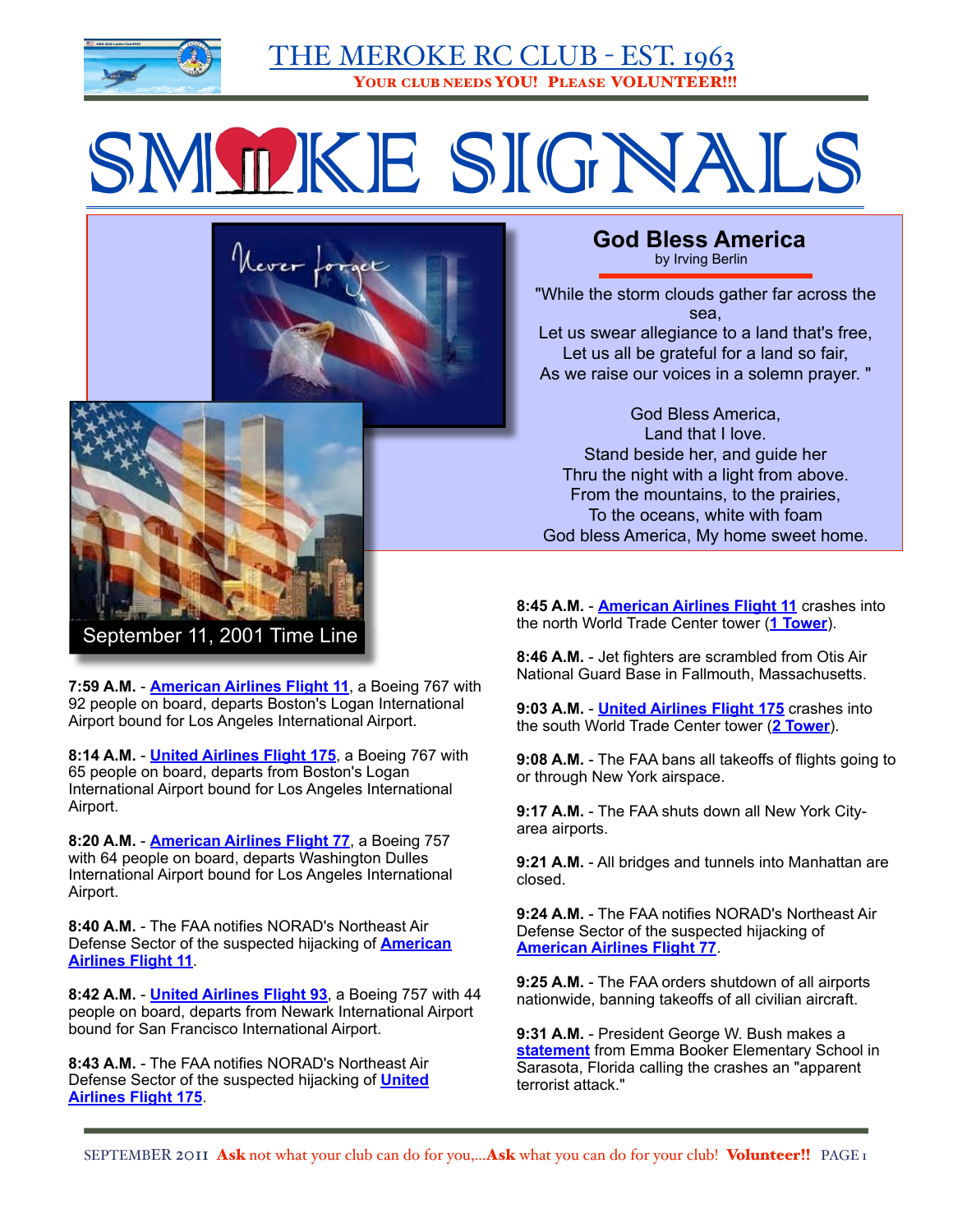# THE MEROKE RC CLUB - EST. 1963

**YOUR CLUB NEEDS YOU! PLEASE VOLUNTEER!!!**

# SMOKE SIGNALS

## God Bless America

by Irving Berlin

"While the storm clouds gather far across the sea,
Let us swear allegiance to a land that's free,
Let us all be grateful for a land so fair,
As we raise our voices in a solemn prayer. "

God Bless America,
Land that I love.
Stand beside her, and guide her
Thru the night with a light from above.
From the mountains, to the prairies,
To the oceans, white with foam
God bless America, My home sweet home.

## September 11, 2001 Time Line

**7:59 A.M.** - American Airlines Flight 11, a Boeing 767 with 92 people on board, departs Boston's Logan International Airport bound for Los Angeles International Airport.

**8:14 A.M.** - United Airlines Flight 175, a Boeing 767 with 65 people on board, departs from Boston's Logan International Airport bound for Los Angeles International Airport.

**8:20 A.M.** - American Airlines Flight 77, a Boeing 757 with 64 people on board, departs Washington Dulles International Airport bound for Los Angeles International Airport.

**8:40 A.M.** - The FAA notifies NORAD's Northeast Air Defense Sector of the suspected hijacking of American Airlines Flight 11.

**8:42 A.M.** - United Airlines Flight 93, a Boeing 757 with 44 people on board, departs from Newark International Airport bound for San Francisco International Airport.

**8:43 A.M.** - The FAA notifies NORAD's Northeast Air Defense Sector of the suspected hijacking of United Airlines Flight 175.

**8:45 A.M.** - American Airlines Flight 11 crashes into the north World Trade Center tower (1 Tower).

**8:46 A.M.** - Jet fighters are scrambled from Otis Air National Guard Base in Fallmouth, Massachusetts.

**9:03 A.M.** - United Airlines Flight 175 crashes into the south World Trade Center tower (2 Tower).

**9:08 A.M.** - The FAA bans all takeoffs of flights going to or through New York airspace.

**9:17 A.M.** - The FAA shuts down all New York City-area airports.

**9:21 A.M.** - All bridges and tunnels into Manhattan are closed.

**9:24 A.M.** - The FAA notifies NORAD's Northeast Air Defense Sector of the suspected hijacking of American Airlines Flight 77.

**9:25 A.M.** - The FAA orders shutdown of all airports nationwide, banning takeoffs of all civilian aircraft.

**9:31 A.M.** - President George W. Bush makes a statement from Emma Booker Elementary School in Sarasota, Florida calling the crashes an "apparent terrorist attack."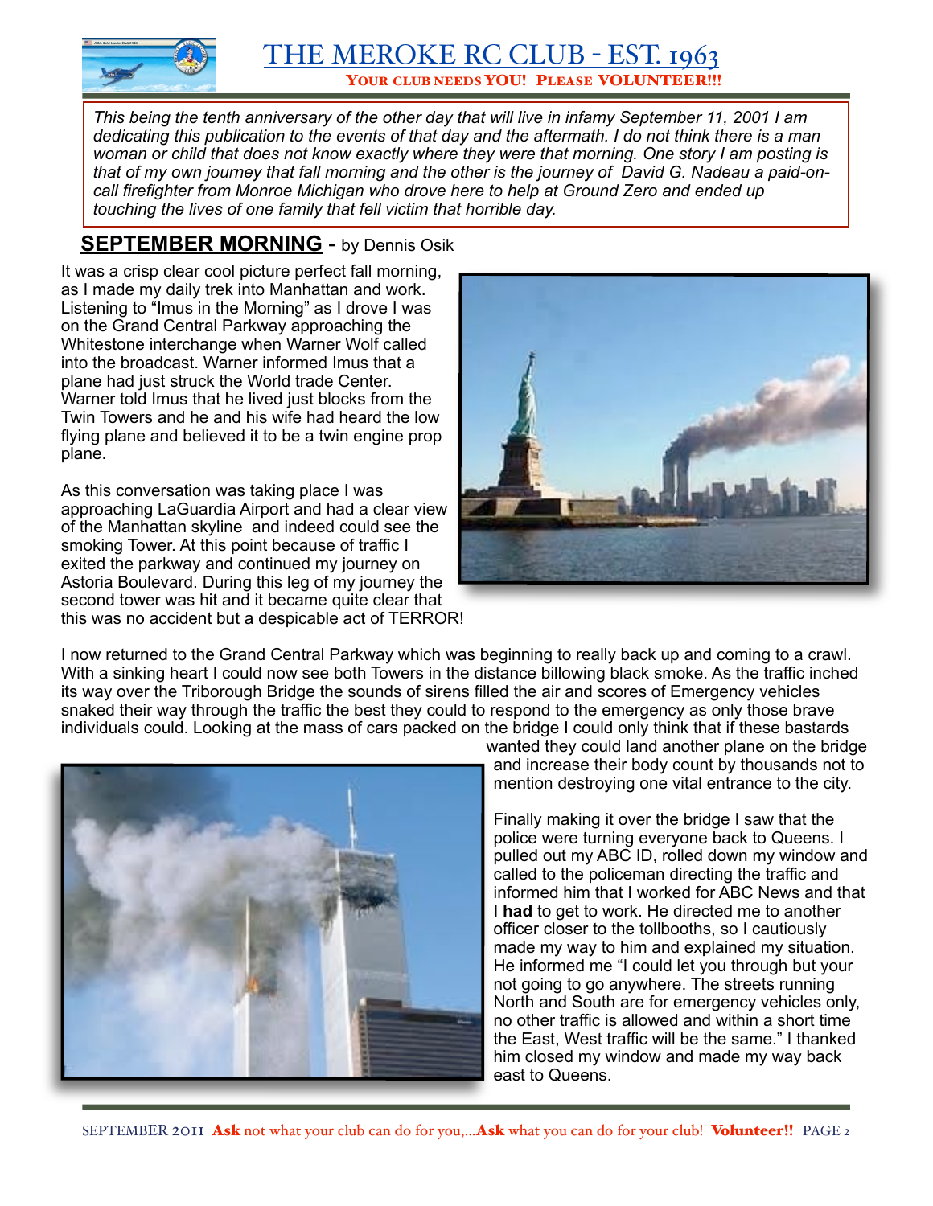# THE MEROKE RC CLUB - EST. 1963

**YOUR CLUB NEEDS YOU! PLEASE VOLUNTEER!!!**

*This being the tenth anniversary of the other day that will live in infamy September 11, 2001 I am dedicating this publication to the events of that day and the aftermath. I do not think there is a man woman or child that does not know exactly where they were that morning. One story I am posting is that of my own journey that fall morning and the other is the journey of David G. Nadeau a paid-on-call firefighter from Monroe Michigan who drove here to help at Ground Zero and ended up touching the lives of one family that fell victim that horrible day.*

## SEPTEMBER MORNING - by Dennis Osik

It was a crisp clear cool picture perfect fall morning, as I made my daily trek into Manhattan and work. Listening to "Imus in the Morning" as I drove I was on the Grand Central Parkway approaching the Whitestone interchange when Warner Wolf called into the broadcast. Warner informed Imus that a plane had just struck the World trade Center. Warner told Imus that he lived just blocks from the Twin Towers and he and his wife had heard the low flying plane and believed it to be a twin engine prop plane.

As this conversation was taking place I was approaching LaGuardia Airport and had a clear view of the Manhattan skyline and indeed could see the smoking Tower. At this point because of traffic I exited the parkway and continued my journey on Astoria Boulevard. During this leg of my journey the second tower was hit and it became quite clear that this was no accident but a despicable act of TERROR!

I now returned to the Grand Central Parkway which was beginning to really back up and coming to a crawl. With a sinking heart I could now see both Towers in the distance billowing black smoke. As the traffic inched its way over the Triborough Bridge the sounds of sirens filled the air and scores of Emergency vehicles snaked their way through the traffic the best they could to respond to the emergency as only those brave individuals could. Looking at the mass of cars packed on the bridge I could only think that if these bastards wanted they could land another plane on the bridge and increase their body count by thousands not to mention destroying one vital entrance to the city.

Finally making it over the bridge I saw that the police were turning everyone back to Queens. I pulled out my ABC ID, rolled down my window and called to the policeman directing the traffic and informed him that I worked for ABC News and that I **had** to get to work. He directed me to another officer closer to the tollbooths, so I cautiously made my way to him and explained my situation. He informed me "I could let you through but your not going to go anywhere. The streets running North and South are for emergency vehicles only, no other traffic is allowed and within a short time the East, West traffic will be the same." I thanked him closed my window and made my way back east to Queens.

SEPTEMBER 2011 **Ask** not what your club can do for you,...**Ask** what you can do for your club! **Volunteer!!**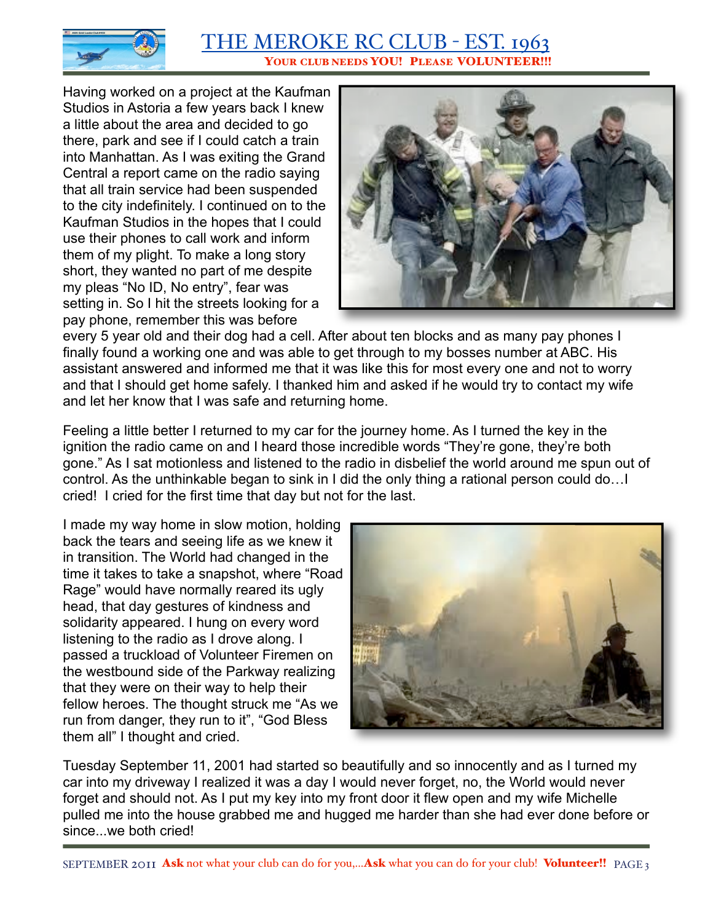Having worked on a project at the Kaufman Studios in Astoria a few years back I knew a little about the area and decided to go there, park and see if I could catch a train into Manhattan. As I was exiting the Grand Central a report came on the radio saying that all train service had been suspended to the city indefinitely. I continued on to the Kaufman Studios in the hopes that I could use their phones to call work and inform them of my plight. To make a long story short, they wanted no part of me despite my pleas "No ID, No entry", fear was setting in. So I hit the streets looking for a pay phone, remember this was before every 5 year old and their dog had a cell. After about ten blocks and as many pay phones I finally found a working one and was able to get through to my bosses number at ABC. His assistant answered and informed me that it was like this for most every one and not to worry and that I should get home safely. I thanked him and asked if he would try to contact my wife and let her know that I was safe and returning home.

Feeling a little better I returned to my car for the journey home. As I turned the key in the ignition the radio came on and I heard those incredible words "They're gone, they're both gone." As I sat motionless and listened to the radio in disbelief the world around me spun out of control. As the unthinkable began to sink in I did the only thing a rational person could do…I cried! I cried for the first time that day but not for the last.

I made my way home in slow motion, holding back the tears and seeing life as we knew it in transition. The World had changed in the time it takes to take a snapshot, where "Road Rage" would have normally reared its ugly head, that day gestures of kindness and solidarity appeared. I hung on every word listening to the radio as I drove along. I passed a truckload of Volunteer Firemen on the westbound side of the Parkway realizing that they were on their way to help their fellow heroes. The thought struck me "As we run from danger, they run to it", "God Bless them all" I thought and cried.

Tuesday September 11, 2001 had started so beautifully and so innocently and as I turned my car into my driveway I realized it was a day I would never forget, no, the World would never forget and should not. As I put my key into my front door it flew open and my wife Michelle pulled me into the house grabbed me and hugged me harder than she had ever done before or since...we both cried!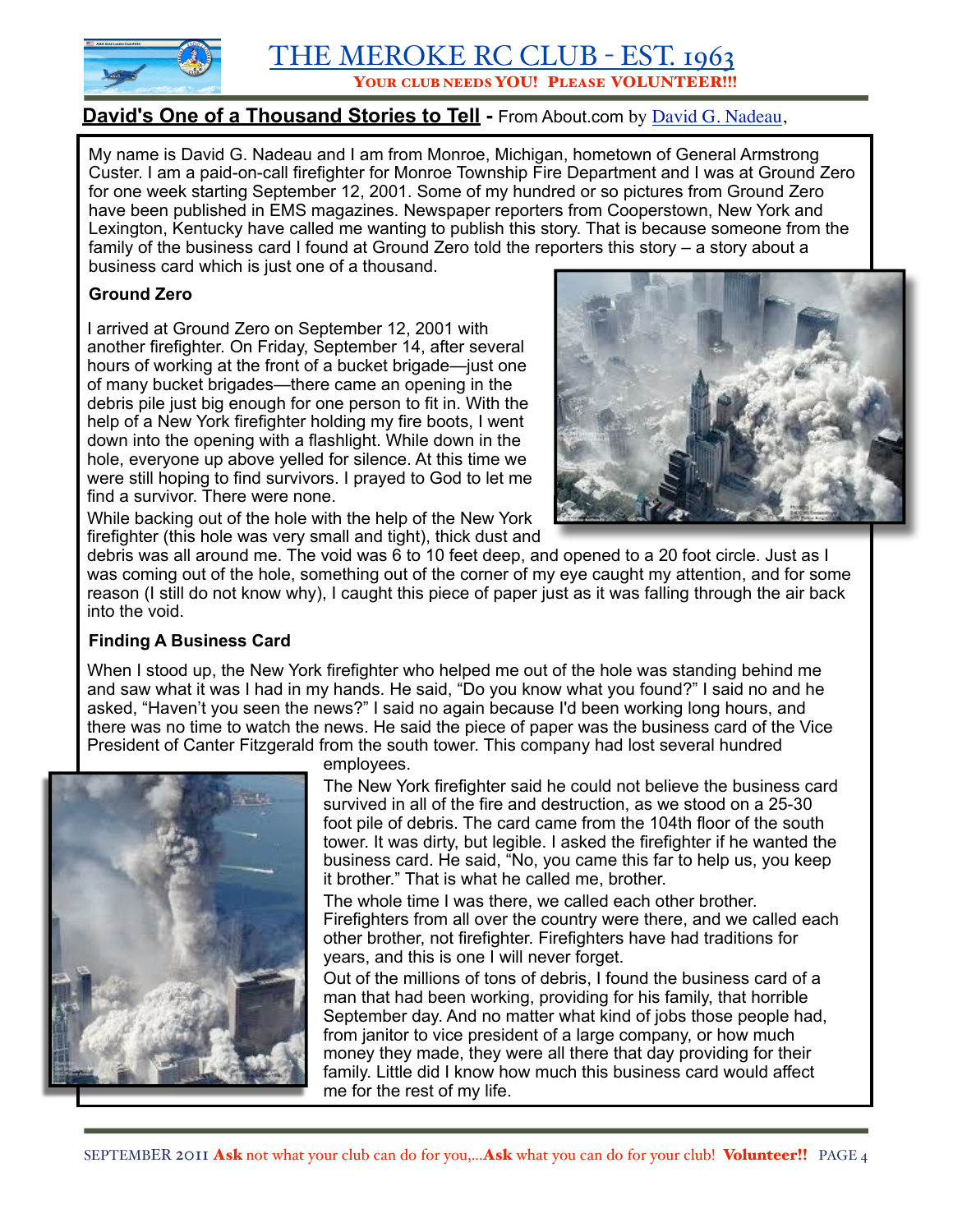## David's One of a Thousand Stories to Tell - From About.com by David G. Nadeau,

My name is David G. Nadeau and I am from Monroe, Michigan, hometown of General Armstrong Custer. I am a paid-on-call firefighter for Monroe Township Fire Department and I was at Ground Zero for one week starting September 12, 2001. Some of my hundred or so pictures from Ground Zero have been published in EMS magazines. Newspaper reporters from Cooperstown, New York and Lexington, Kentucky have called me wanting to publish this story. That is because someone from the family of the business card I found at Ground Zero told the reporters this story – a story about a business card which is just one of a thousand.

### Ground Zero

I arrived at Ground Zero on September 12, 2001 with another firefighter. On Friday, September 14, after several hours of working at the front of a bucket brigade—just one of many bucket brigades—there came an opening in the debris pile just big enough for one person to fit in. With the help of a New York firefighter holding my fire boots, I went down into the opening with a flashlight. While down in the hole, everyone up above yelled for silence. At this time we were still hoping to find survivors. I prayed to God to let me find a survivor. There were none.

While backing out of the hole with the help of the New York firefighter (this hole was very small and tight), thick dust and debris was all around me. The void was 6 to 10 feet deep, and opened to a 20 foot circle. Just as I was coming out of the hole, something out of the corner of my eye caught my attention, and for some reason (I still do not know why), I caught this piece of paper just as it was falling through the air back into the void.

### Finding A Business Card

When I stood up, the New York firefighter who helped me out of the hole was standing behind me and saw what it was I had in my hands. He said, "Do you know what you found?" I said no and he asked, "Haven't you seen the news?" I said no again because I'd been working long hours, and there was no time to watch the news. He said the piece of paper was the business card of the Vice President of Canter Fitzgerald from the south tower. This company had lost several hundred employees.

The New York firefighter said he could not believe the business card survived in all of the fire and destruction, as we stood on a 25-30 foot pile of debris. The card came from the 104th floor of the south tower. It was dirty, but legible. I asked the firefighter if he wanted the business card. He said, "No, you came this far to help us, you keep it brother." That is what he called me, brother.

The whole time I was there, we called each other brother. Firefighters from all over the country were there, and we called each other brother, not firefighter. Firefighters have had traditions for years, and this is one I will never forget.

Out of the millions of tons of debris, I found the business card of a man that had been working, providing for his family, that horrible September day. And no matter what kind of jobs those people had, from janitor to vice president of a large company, or how much money they made, they were all there that day providing for their family. Little did I know how much this business card would affect me for the rest of my life.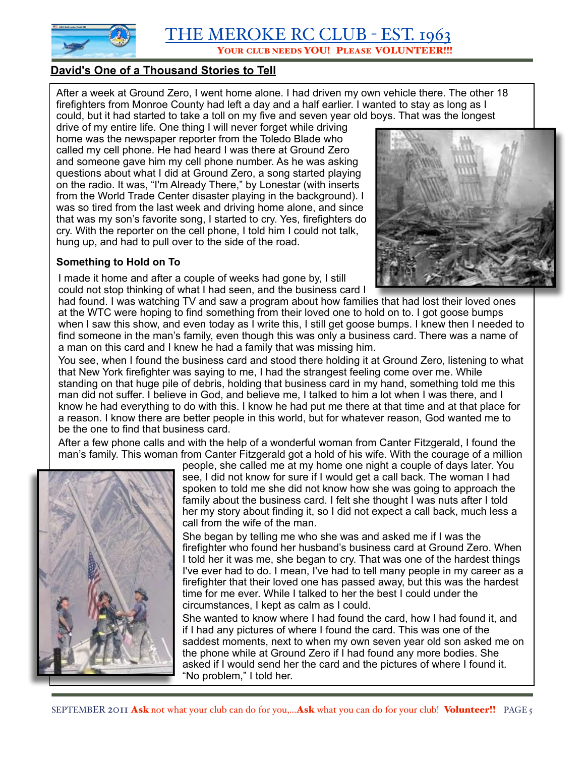## David's One of a Thousand Stories to Tell

After a week at Ground Zero, I went home alone. I had driven my own vehicle there. The other 18 firefighters from Monroe County had left a day and a half earlier. I wanted to stay as long as I could, but it had started to take a toll on my five and seven year old boys. That was the longest drive of my entire life. One thing I will never forget while driving home was the newspaper reporter from the Toledo Blade who called my cell phone. He had heard I was there at Ground Zero and someone gave him my cell phone number. As he was asking questions about what I did at Ground Zero, a song started playing on the radio. It was, "I'm Already There," by Lonestar (with inserts from the World Trade Center disaster playing in the background). I was so tired from the last week and driving home alone, and since that was my son's favorite song, I started to cry. Yes, firefighters do cry. With the reporter on the cell phone, I told him I could not talk, hung up, and had to pull over to the side of the road.

### Something to Hold on To

I made it home and after a couple of weeks had gone by, I still could not stop thinking of what I had seen, and the business card I had found. I was watching TV and saw a program about how families that had lost their loved ones at the WTC were hoping to find something from their loved one to hold on to. I got goose bumps when I saw this show, and even today as I write this, I still get goose bumps. I knew then I needed to find someone in the man's family, even though this was only a business card. There was a name of a man on this card and I knew he had a family that was missing him.

You see, when I found the business card and stood there holding it at Ground Zero, listening to what that New York firefighter was saying to me, I had the strangest feeling come over me. While standing on that huge pile of debris, holding that business card in my hand, something told me this man did not suffer. I believe in God, and believe me, I talked to him a lot when I was there, and I know he had everything to do with this. I know he had put me there at that time and at that place for a reason. I know there are better people in this world, but for whatever reason, God wanted me to be the one to find that business card.

After a few phone calls and with the help of a wonderful woman from Canter Fitzgerald, I found the man's family. This woman from Canter Fitzgerald got a hold of his wife. With the courage of a million people, she called me at my home one night a couple of days later. You see, I did not know for sure if I would get a call back. The woman I had spoken to told me she did not know how she was going to approach the family about the business card. I felt she thought I was nuts after I told her my story about finding it, so I did not expect a call back, much less a call from the wife of the man.

She began by telling me who she was and asked me if I was the firefighter who found her husband's business card at Ground Zero. When I told her it was me, she began to cry. That was one of the hardest things I've ever had to do. I mean, I've had to tell many people in my career as a firefighter that their loved one has passed away, but this was the hardest time for me ever. While I talked to her the best I could under the circumstances, I kept as calm as I could.

She wanted to know where I had found the card, how I had found it, and if I had any pictures of where I found the card. This was one of the saddest moments, next to when my own seven year old son asked me on the phone while at Ground Zero if I had found any more bodies. She asked if I would send her the card and the pictures of where I found it. "No problem," I told her.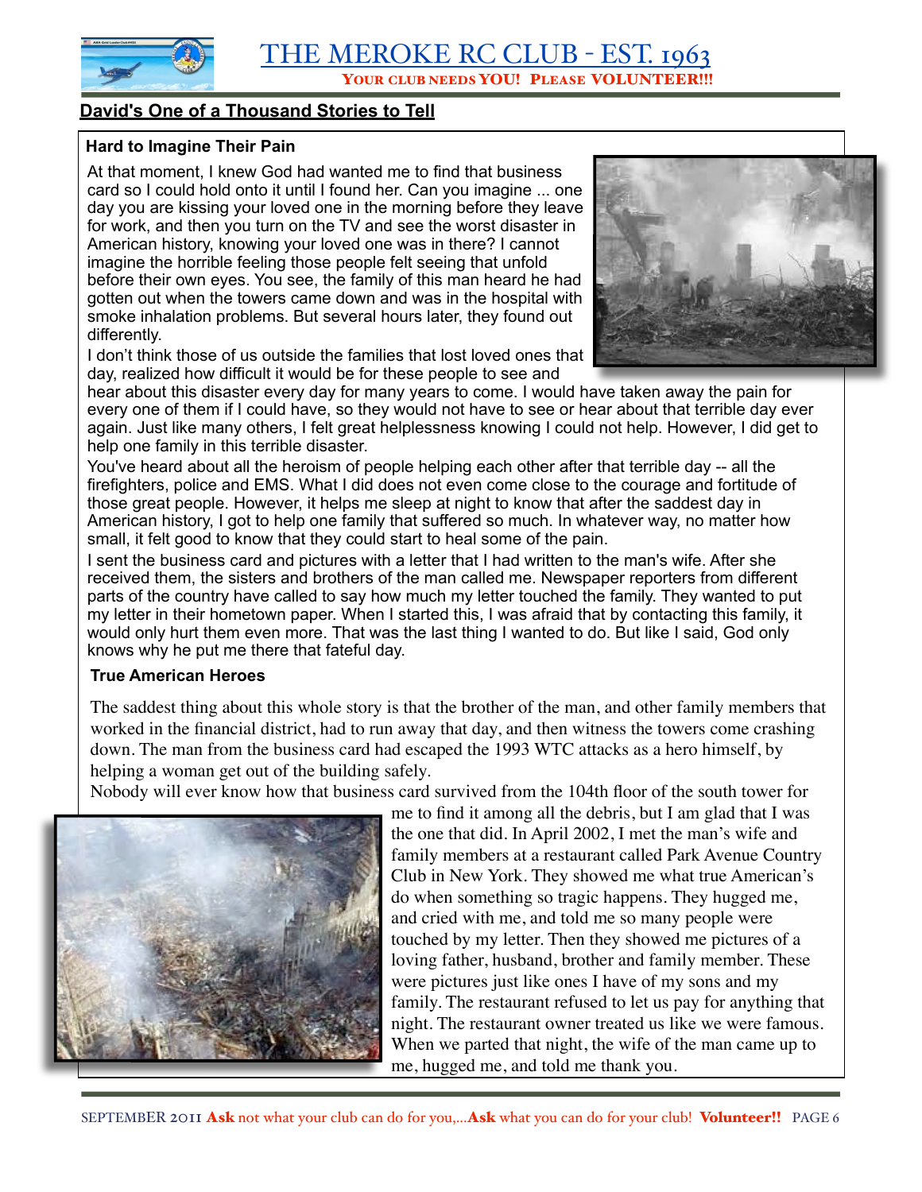## David's One of a Thousand Stories to Tell

### Hard to Imagine Their Pain

At that moment, I knew God had wanted me to find that business card so I could hold onto it until I found her. Can you imagine ... one day you are kissing your loved one in the morning before they leave for work, and then you turn on the TV and see the worst disaster in American history, knowing your loved one was in there? I cannot imagine the horrible feeling those people felt seeing that unfold before their own eyes. You see, the family of this man heard he had gotten out when the towers came down and was in the hospital with smoke inhalation problems. But several hours later, they found out differently.

I don't think those of us outside the families that lost loved ones that day, realized how difficult it would be for these people to see and hear about this disaster every day for many years to come. I would have taken away the pain for every one of them if I could have, so they would not have to see or hear about that terrible day ever again. Just like many others, I felt great helplessness knowing I could not help. However, I did get to help one family in this terrible disaster.

You've heard about all the heroism of people helping each other after that terrible day -- all the firefighters, police and EMS. What I did does not even come close to the courage and fortitude of those great people. However, it helps me sleep at night to know that after the saddest day in American history, I got to help one family that suffered so much. In whatever way, no matter how small, it felt good to know that they could start to heal some of the pain.

I sent the business card and pictures with a letter that I had written to the man's wife. After she received them, the sisters and brothers of the man called me. Newspaper reporters from different parts of the country have called to say how much my letter touched the family. They wanted to put my letter in their hometown paper. When I started this, I was afraid that by contacting this family, it would only hurt them even more. That was the last thing I wanted to do. But like I said, God only knows why he put me there that fateful day.

### True American Heroes

The saddest thing about this whole story is that the brother of the man, and other family members that worked in the financial district, had to run away that day, and then witness the towers come crashing down. The man from the business card had escaped the 1993 WTC attacks as a hero himself, by helping a woman get out of the building safely.

Nobody will ever know how that business card survived from the 104th floor of the south tower for me to find it among all the debris, but I am glad that I was the one that did. In April 2002, I met the man's wife and family members at a restaurant called Park Avenue Country Club in New York. They showed me what true American's do when something so tragic happens. They hugged me, and cried with me, and told me so many people were touched by my letter. Then they showed me pictures of a loving father, husband, brother and family member. These were pictures just like ones I have of my sons and my family. The restaurant refused to let us pay for anything that night. The restaurant owner treated us like we were famous. When we parted that night, the wife of the man came up to me, hugged me, and told me thank you.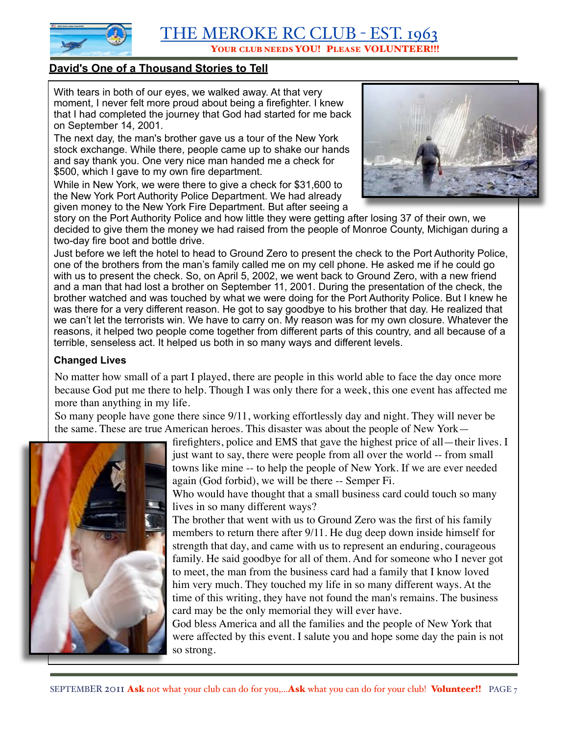## David's One of a Thousand Stories to Tell

With tears in both of our eyes, we walked away. At that very moment, I never felt more proud about being a firefighter. I knew that I had completed the journey that God had started for me back on September 14, 2001.

The next day, the man's brother gave us a tour of the New York stock exchange. While there, people came up to shake our hands and say thank you. One very nice man handed me a check for $500, which I gave to my own fire department.

While in New York, we were there to give a check for $31,600 to the New York Port Authority Police Department. We had already given money to the New York Fire Department. But after seeing a story on the Port Authority Police and how little they were getting after losing 37 of their own, we decided to give them the money we had raised from the people of Monroe County, Michigan during a two-day fire boot and bottle drive.

Just before we left the hotel to head to Ground Zero to present the check to the Port Authority Police, one of the brothers from the man's family called me on my cell phone. He asked me if he could go with us to present the check. So, on April 5, 2002, we went back to Ground Zero, with a new friend and a man that had lost a brother on September 11, 2001. During the presentation of the check, the brother watched and was touched by what we were doing for the Port Authority Police. But I knew he was there for a very different reason. He got to say goodbye to his brother that day. He realized that we can't let the terrorists win. We have to carry on. My reason was for my own closure. Whatever the reasons, it helped two people come together from different parts of this country, and all because of a terrible, senseless act. It helped us both in so many ways and different levels.

### Changed Lives

No matter how small of a part I played, there are people in this world able to face the day once more because God put me there to help. Though I was only there for a week, this one event has affected me more than anything in my life.

So many people have gone there since 9/11, working effortlessly day and night. They will never be the same. These are true American heroes. This disaster was about the people of New York—firefighters, police and EMS that gave the highest price of all—their lives. I just want to say, there were people from all over the world -- from small towns like mine -- to help the people of New York. If we are ever needed again (God forbid), we will be there -- Semper Fi.

Who would have thought that a small business card could touch so many lives in so many different ways?

The brother that went with us to Ground Zero was the first of his family members to return there after 9/11. He dug deep down inside himself for strength that day, and came with us to represent an enduring, courageous family. He said goodbye for all of them. And for someone who I never got to meet, the man from the business card had a family that I know loved him very much. They touched my life in so many different ways. At the time of this writing, they have not found the man's remains. The business card may be the only memorial they will ever have.

God bless America and all the families and the people of New York that were affected by this event. I salute you and hope some day the pain is not so strong.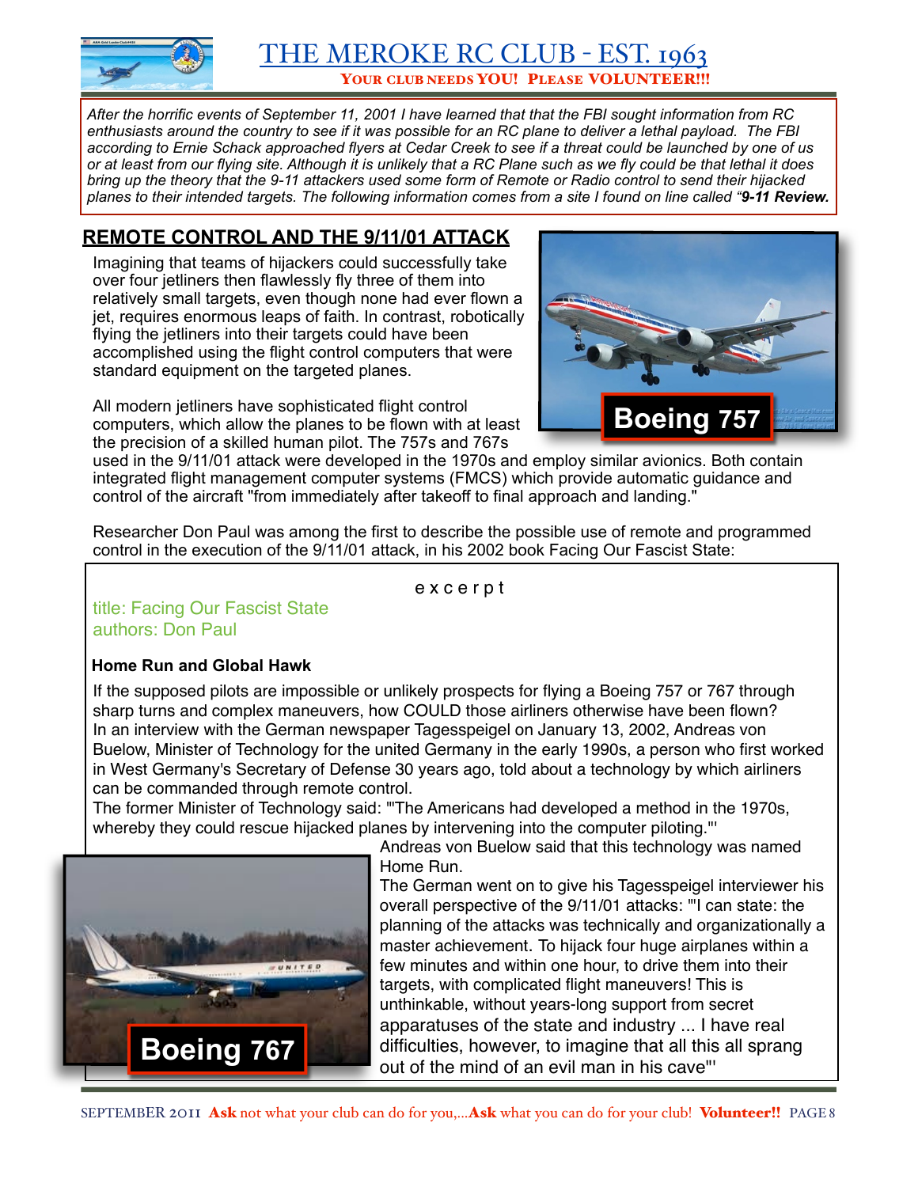# THE MEROKE RC CLUB - EST. 1963

**YOUR CLUB NEEDS YOU! PLEASE VOLUNTEER!!!**

*After the horrific events of September 11, 2001 I have learned that that the FBI sought information from RC enthusiasts around the country to see if it was possible for an RC plane to deliver a lethal payload. The FBI according to Ernie Schack approached flyers at Cedar Creek to see if a threat could be launched by one of us or at least from our flying site. Although it is unlikely that a RC Plane such as we fly could be that lethal it does bring up the theory that the 9-11 attackers used some form of Remote or Radio control to send their hijacked planes to their intended targets. The following information comes from a site I found on line called "**9-11 Review.***

## REMOTE CONTROL AND THE 9/11/01 ATTACK

Imagining that teams of hijackers could successfully take over four jetliners then flawlessly fly three of them into relatively small targets, even though none had ever flown a jet, requires enormous leaps of faith. In contrast, robotically flying the jetliners into their targets could have been accomplished using the flight control computers that were standard equipment on the targeted planes.

Boeing 757

All modern jetliners have sophisticated flight control computers, which allow the planes to be flown with at least the precision of a skilled human pilot. The 757s and 767s used in the 9/11/01 attack were developed in the 1970s and employ similar avionics. Both contain integrated flight management computer systems (FMCS) which provide automatic guidance and control of the aircraft "from immediately after takeoff to final approach and landing."

Researcher Don Paul was among the first to describe the possible use of remote and programmed control in the execution of the 9/11/01 attack, in his 2002 book Facing Our Fascist State:

excerpt

title: Facing Our Fascist State
authors: Don Paul

### Home Run and Global Hawk

If the supposed pilots are impossible or unlikely prospects for flying a Boeing 757 or 767 through sharp turns and complex maneuvers, how COULD those airliners otherwise have been flown? In an interview with the German newspaper Tagesspeigel on January 13, 2002, Andreas von Buelow, Minister of Technology for the united Germany in the early 1990s, a person who first worked in West Germany's Secretary of Defense 30 years ago, told about a technology by which airliners can be commanded through remote control.

The former Minister of Technology said: "'The Americans had developed a method in the 1970s, whereby they could rescue hijacked planes by intervening into the computer piloting."'

Andreas von Buelow said that this technology was named Home Run.

The German went on to give his Tagesspeigel interviewer his overall perspective of the 9/11/01 attacks: "'I can state: the planning of the attacks was technically and organizationally a master achievement. To hijack four huge airplanes within a few minutes and within one hour, to drive them into their targets, with complicated flight maneuvers! This is unthinkable, without years-long support from secret apparatuses of the state and industry ... I have real difficulties, however, to imagine that all this all sprang out of the mind of an evil man in his cave"'

Boeing 767

SEPTEMBER 2011 **Ask** not what your club can do for you,...**Ask** what you can do for your club! **Volunteer!!**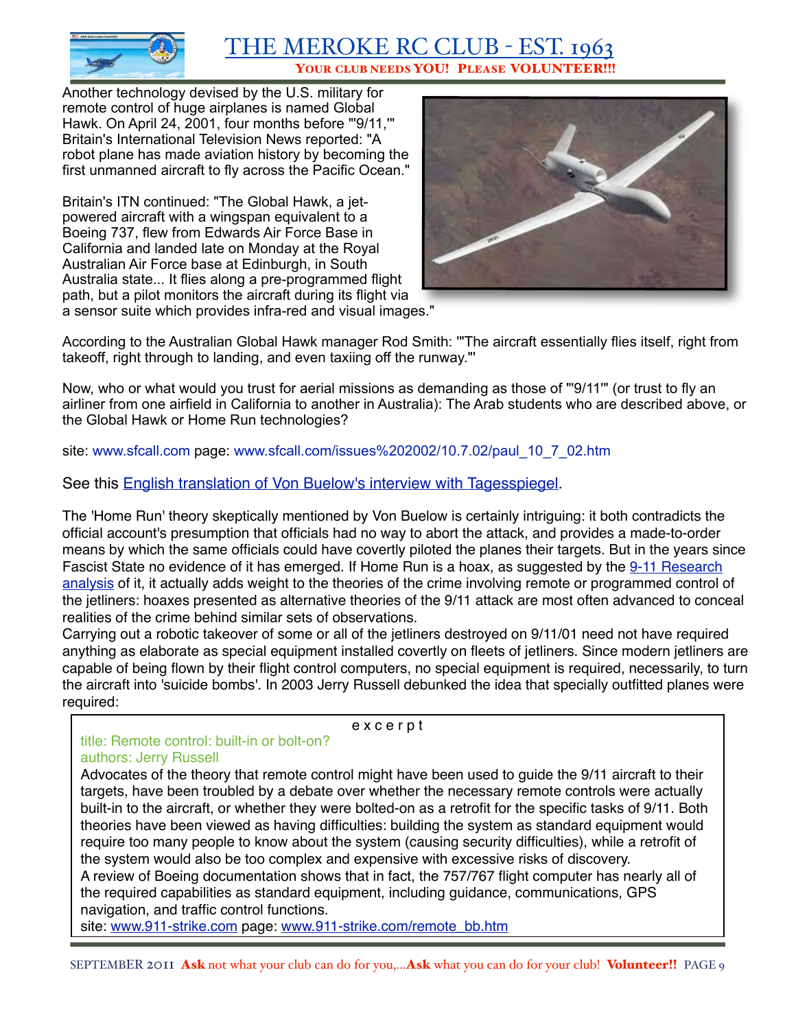Another technology devised by the U.S. military for remote control of huge airplanes is named Global Hawk. On April 24, 2001, four months before "'9/11,'" Britain's International Television News reported: "A robot plane has made aviation history by becoming the first unmanned aircraft to fly across the Pacific Ocean."

Britain's ITN continued: "The Global Hawk, a jet-powered aircraft with a wingspan equivalent to a Boeing 737, flew from Edwards Air Force Base in California and landed late on Monday at the Royal Australian Air Force base at Edinburgh, in South Australia state... It flies along a pre-programmed flight path, but a pilot monitors the aircraft during its flight via a sensor suite which provides infra-red and visual images."

According to the Australian Global Hawk manager Rod Smith: "'The aircraft essentially flies itself, right from takeoff, right through to landing, and even taxiing off the runway.'"

Now, who or what would you trust for aerial missions as demanding as those of "'9/11'" (or trust to fly an airliner from one airfield in California to another in Australia): The Arab students who are described above, or the Global Hawk or Home Run technologies?

site: www.sfcall.com page: www.sfcall.com/issues%202002/10.7.02/paul_10_7_02.htm

See this English translation of Von Buelow's interview with Tagesspiegel.

The 'Home Run' theory skeptically mentioned by Von Buelow is certainly intriguing: it both contradicts the official account's presumption that officials had no way to abort the attack, and provides a made-to-order means by which the same officials could have covertly piloted the planes their targets. But in the years since Fascist State no evidence of it has emerged. If Home Run is a hoax, as suggested by the 9-11 Research analysis of it, it actually adds weight to the theories of the crime involving remote or programmed control of the jetliners: hoaxes presented as alternative theories of the 9/11 attack are most often advanced to conceal realities of the crime behind similar sets of observations.

Carrying out a robotic takeover of some or all of the jetliners destroyed on 9/11/01 need not have required anything as elaborate as special equipment installed covertly on fleets of jetliners. Since modern jetliners are capable of being flown by their flight control computers, no special equipment is required, necessarily, to turn the aircraft into 'suicide bombs'. In 2003 Jerry Russell debunked the idea that specially outfitted planes were required:

> e x c e r p t
>
> title: Remote control: built-in or bolt-on?
> authors: Jerry Russell
>
> Advocates of the theory that remote control might have been used to guide the 9/11 aircraft to their targets, have been troubled by a debate over whether the necessary remote controls were actually built-in to the aircraft, or whether they were bolted-on as a retrofit for the specific tasks of 9/11. Both theories have been viewed as having difficulties: building the system as standard equipment would require too many people to know about the system (causing security difficulties), while a retrofit of the system would also be too complex and expensive with excessive risks of discovery.
>
> A review of Boeing documentation shows that in fact, the 757/767 flight computer has nearly all of the required capabilities as standard equipment, including guidance, communications, GPS navigation, and traffic control functions.
>
> site: www.911-strike.com page: www.911-strike.com/remote_bb.htm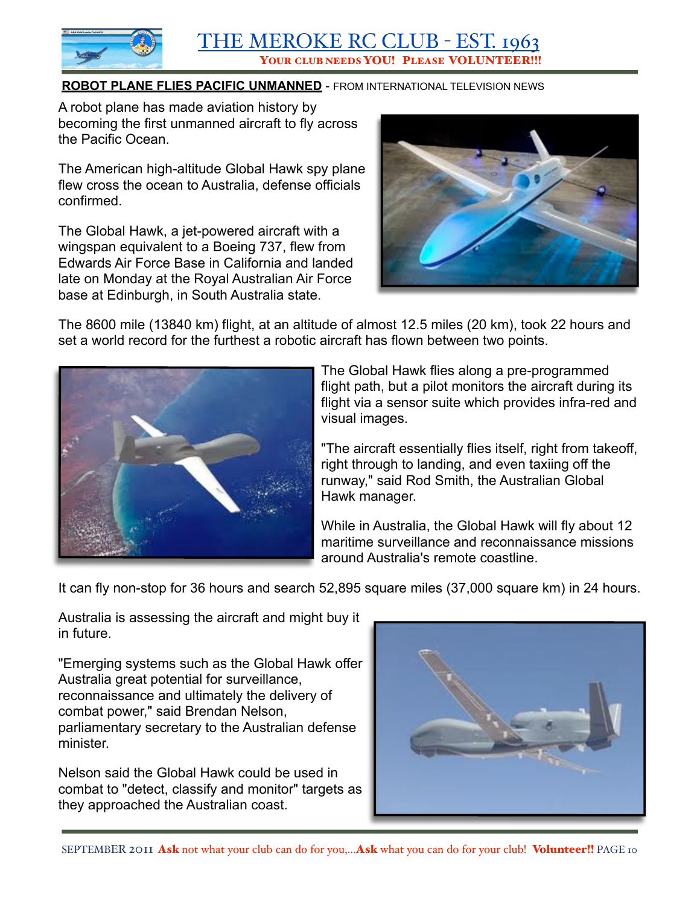## ROBOT PLANE FLIES PACIFIC UNMANNED - FROM INTERNATIONAL TELEVISION NEWS

A robot plane has made aviation history by becoming the first unmanned aircraft to fly across the Pacific Ocean.

The American high-altitude Global Hawk spy plane flew cross the ocean to Australia, defense officials confirmed.

The Global Hawk, a jet-powered aircraft with a wingspan equivalent to a Boeing 737, flew from Edwards Air Force Base in California and landed late on Monday at the Royal Australian Air Force base at Edinburgh, in South Australia state.

The 8600 mile (13840 km) flight, at an altitude of almost 12.5 miles (20 km), took 22 hours and set a world record for the furthest a robotic aircraft has flown between two points.

The Global Hawk flies along a pre-programmed flight path, but a pilot monitors the aircraft during its flight via a sensor suite which provides infra-red and visual images.

"The aircraft essentially flies itself, right from takeoff, right through to landing, and even taxiing off the runway," said Rod Smith, the Australian Global Hawk manager.

While in Australia, the Global Hawk will fly about 12 maritime surveillance and reconnaissance missions around Australia's remote coastline.

It can fly non-stop for 36 hours and search 52,895 square miles (37,000 square km) in 24 hours.

Australia is assessing the aircraft and might buy it in future.

"Emerging systems such as the Global Hawk offer Australia great potential for surveillance, reconnaissance and ultimately the delivery of combat power," said Brendan Nelson, parliamentary secretary to the Australian defense minister.

Nelson said the Global Hawk could be used in combat to "detect, classify and monitor" targets as they approached the Australian coast.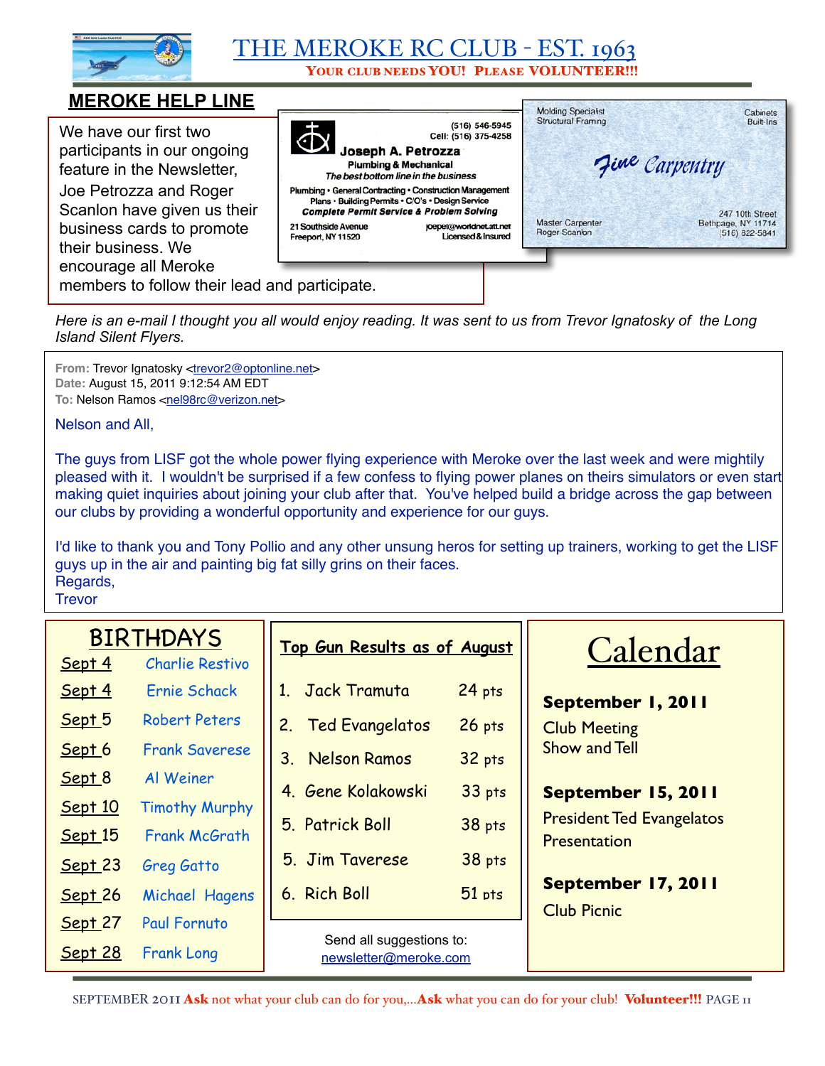# THE MEROKE RC CLUB - EST. 1963

**YOUR CLUB NEEDS YOU! PLEASE VOLUNTEER!!!**

## MEROKE HELP LINE

We have our first two participants in our ongoing feature in the Newsletter, Joe Petrozza and Roger Scanlon have given us their business cards to promote their business. We encourage all Meroke members to follow their lead and participate.

(516) 546-5945
Cell: (516) 375-4258
**Joseph A. Petrozza**
**Plumbing & Mechanical**
*The best bottom line in the business*
Plumbing • General Contracting • Construction Management
Plans • Building Permits • C/O's • Design Service
***Complete Permit Service & Problem Solving***
21 Southside Avenue
Freeport, NY 11520
joepet@worldnet.att.net
Licensed & Insured

Molding Specialist
Structural Framing
Cabinets
Built-Ins
*Fine Carpentry*
Master Carpenter
Roger Scanlon
247 10th Street
Bethpage, NY 11714
(516) 822-5841

*Here is an e-mail I thought you all would enjoy reading. It was sent to us from Trevor Ignatosky of the Long Island Silent Flyers.*

**From:** Trevor Ignatosky <trevor2@optonline.net>
**Date:** August 15, 2011 9:12:54 AM EDT
**To:** Nelson Ramos <nel98rc@verizon.net>

Nelson and All,

The guys from LISF got the whole power flying experience with Meroke over the last week and were mightily pleased with it. I wouldn't be surprised if a few confess to flying power planes on theirs simulators or even start making quiet inquiries about joining your club after that. You've helped build a bridge across the gap between our clubs by providing a wonderful opportunity and experience for our guys.

I'd like to thank you and Tony Pollio and any other unsung heros for setting up trainers, working to get the LISF guys up in the air and painting big fat silly grins on their faces.
Regards,
Trevor

## BIRTHDAYS

| | |
|---|---|
| Sept 4 | Charlie Restivo |
| Sept 4 | Ernie Schack |
| Sept 5 | Robert Peters |
| Sept 6 | Frank Saverese |
| Sept 8 | Al Weiner |
| Sept 10 | Timothy Murphy |
| Sept 15 | Frank McGrath |
| Sept 23 | Greg Gatto |
| Sept 26 | Michael Hagens |
| Sept 27 | Paul Fornuto |
| Sept 28 | Frank Long |

## Top Gun Results as of August

| | | |
|---|---|---|
| 1. | Jack Tramuta | 24 pts |
| 2. | Ted Evangelatos | 26 pts |
| 3. | Nelson Ramos | 32 pts |
| 4. | Gene Kolakowski | 33 pts |
| 5. | Patrick Boll | 38 pts |
| 5. | Jim Taverese | 38 pts |
| 6. | Rich Boll | 51 pts |

Send all suggestions to:
newsletter@meroke.com

## Calendar

**September 1, 2011**
Club Meeting
Show and Tell

**September 15, 2011**
President Ted Evangelatos Presentation

**September 17, 2011**
Club Picnic

SEPTEMBER 2011 **Ask** not what your club can do for you,...**Ask** what you can do for your club! **Volunteer!!!**